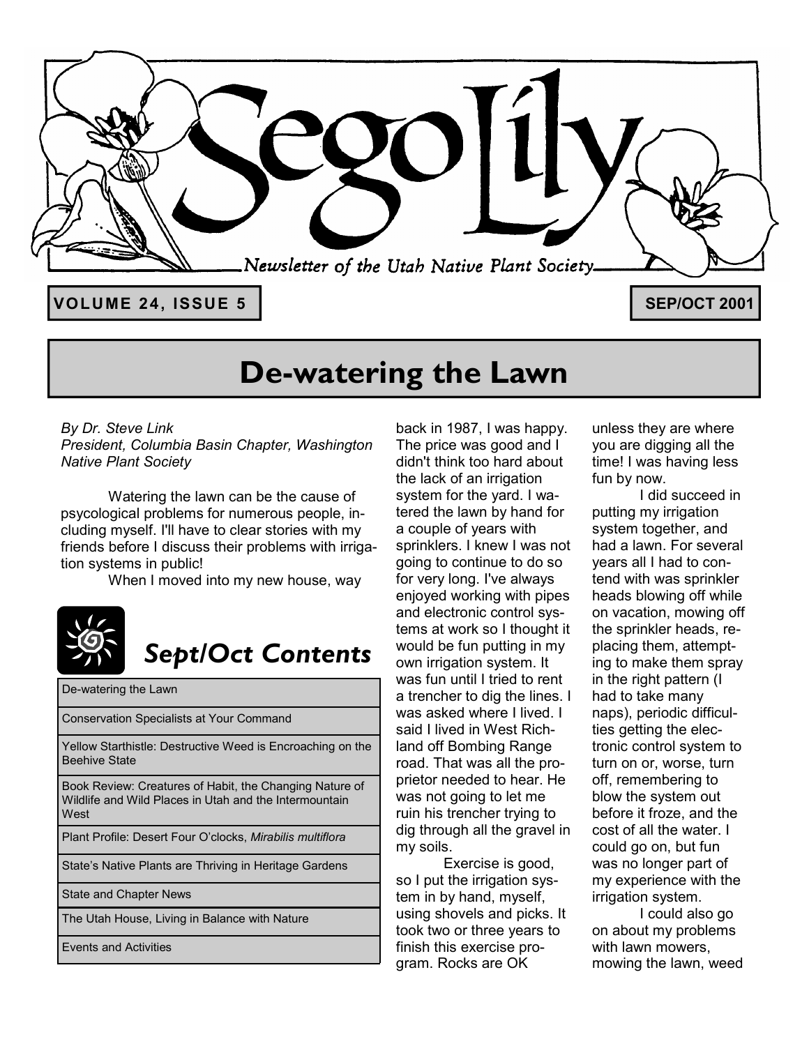# Sego Lily

*Newsletter of the Utah Native Plant Society*

**VOLUME 24, ISSUE 5** — **SEP/OCT 2001**

## De-watering the Lawn

*By Dr. Steve Link*
*President, Columbia Basin Chapter, Washington Native Plant Society*

Watering the lawn can be the cause of psycological problems for numerous people, including myself. I'll have to clear stories with my friends before I discuss their problems with irrigation systems in public!

When I moved into my new house, way back in 1987, I was happy. The price was good and I didn't think too hard about the lack of an irrigation system for the yard. I watered the lawn by hand for a couple of years with sprinklers. I knew I was not going to continue to do so for very long. I've always enjoyed working with pipes and electronic control systems at work so I thought it would be fun putting in my own irrigation system. It was fun until I tried to rent a trencher to dig the lines. I was asked where I lived. I said I lived in West Richland off Bombing Range road. That was all the proprietor needed to hear. He was not going to let me ruin his trencher trying to dig through all the gravel in my soils.

Exercise is good, so I put the irrigation system in by hand, myself, using shovels and picks. It took two or three years to finish this exercise program. Rocks are OK unless they are where you are digging all the time! I was having less fun by now.

I did succeed in putting my irrigation system together, and had a lawn. For several years all I had to contend with was sprinkler heads blowing off while on vacation, mowing off the sprinkler heads, replacing them, attempting to make them spray in the right pattern (I had to take many naps), periodic difficulties getting the electronic control system to turn on or, worse, turn off, remembering to blow the system out before it froze, and the cost of all the water. I could go on, but fun was no longer part of my experience with the irrigation system.

I could also go on about my problems with lawn mowers, mowing the lawn, weed

### *Sept/Oct Contents*

| |
|---|
| De-watering the Lawn |
| Conservation Specialists at Your Command |
| Yellow Starthistle: Destructive Weed is Encroaching on the Beehive State |
| Book Review: Creatures of Habit, the Changing Nature of Wildlife and Wild Places in Utah and the Intermountain West |
| Plant Profile: Desert Four O'clocks, *Mirabilis multiflora* |
| State's Native Plants are Thriving in Heritage Gardens |
| State and Chapter News |
| The Utah House, Living in Balance with Nature |
| Events and Activities |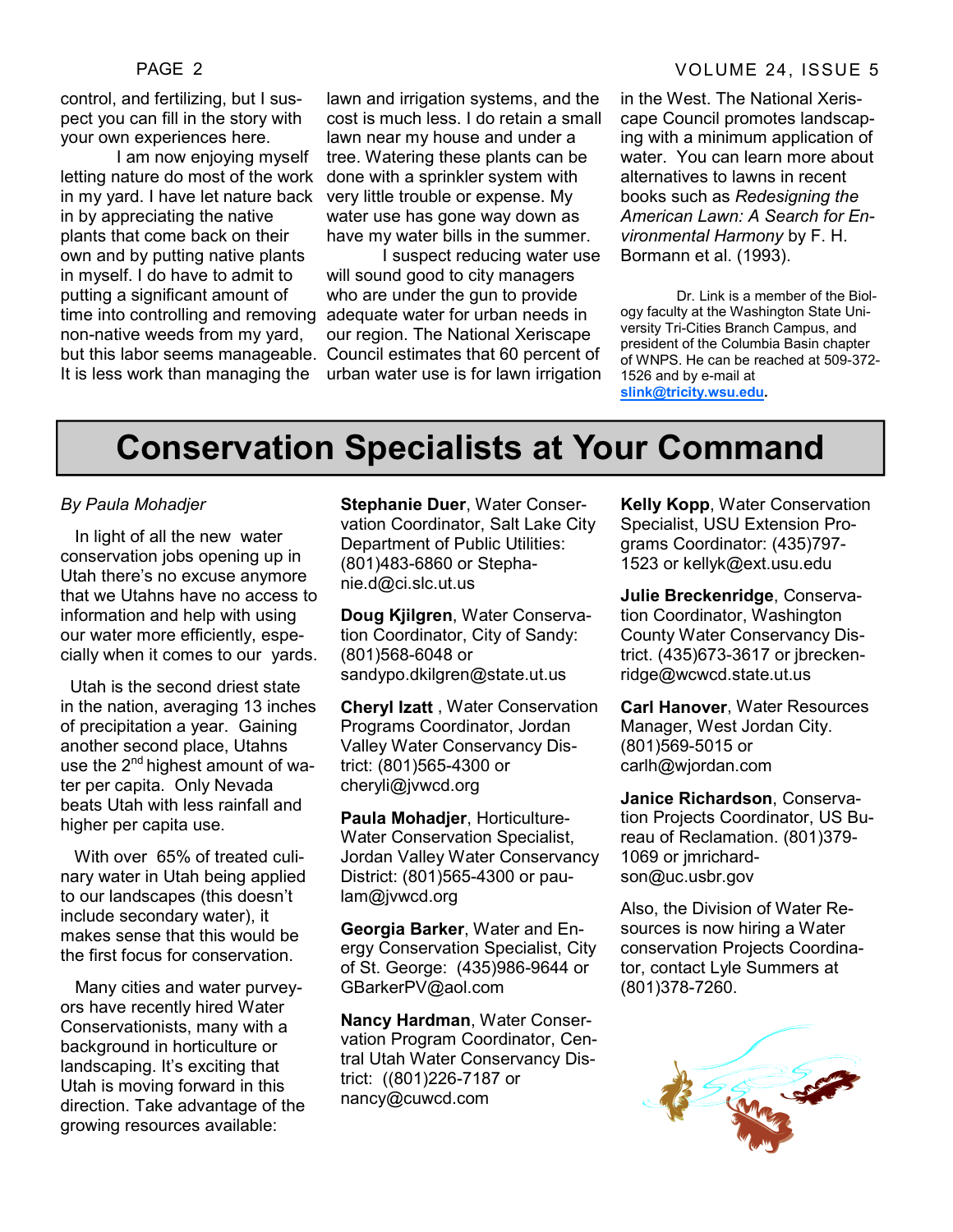control, and fertilizing, but I suspect you can fill in the story with your own experiences here.

I am now enjoying myself letting nature do most of the work in my yard. I have let nature back in by appreciating the native plants that come back on their own and by putting native plants in myself. I do have to admit to putting a significant amount of time into controlling and removing non-native weeds from my yard, but this labor seems manageable. It is less work than managing the lawn and irrigation systems, and the cost is much less. I do retain a small lawn near my house and under a tree. Watering these plants can be done with a sprinkler system with very little trouble or expense. My water use has gone way down as have my water bills in the summer.

I suspect reducing water use will sound good to city managers who are under the gun to provide adequate water for urban needs in our region. The National Xeriscape Council estimates that 60 percent of urban water use is for lawn irrigation in the West. The National Xeriscape Council promotes landscaping with a minimum application of water. You can learn more about alternatives to lawns in recent books such as *Redesigning the American Lawn: A Search for Environmental Harmony* by F. H. Bormann et al. (1993).

Dr. Link is a member of the Biology faculty at the Washington State University Tri-Cities Branch Campus, and president of the Columbia Basin chapter of WNPS. He can be reached at 509-372-1526 and by e-mail at slink@tricity.wsu.edu.

# Conservation Specialists at Your Command

*By Paula Mohadjer*

In light of all the new water conservation jobs opening up in Utah there's no excuse anymore that we Utahns have no access to information and help with using our water more efficiently, especially when it comes to our yards.

Utah is the second driest state in the nation, averaging 13 inches of precipitation a year. Gaining another second place, Utahns use the 2nd highest amount of water per capita. Only Nevada beats Utah with less rainfall and higher per capita use.

With over 65% of treated culinary water in Utah being applied to our landscapes (this doesn't include secondary water), it makes sense that this would be the first focus for conservation.

Many cities and water purveyors have recently hired Water Conservationists, many with a background in horticulture or landscaping. It's exciting that Utah is moving forward in this direction. Take advantage of the growing resources available:

**Stephanie Duer**, Water Conservation Coordinator, Salt Lake City Department of Public Utilities: (801)483-6860 or Stephanie.d@ci.slc.ut.us

**Doug Kjilgren**, Water Conservation Coordinator, City of Sandy: (801)568-6048 or sandypo.dkilgren@state.ut.us

**Cheryl Izatt** , Water Conservation Programs Coordinator, Jordan Valley Water Conservancy District: (801)565-4300 or cheryli@jvwcd.org

**Paula Mohadjer**, Horticulture-Water Conservation Specialist, Jordan Valley Water Conservancy District: (801)565-4300 or paulam@jvwcd.org

**Georgia Barker**, Water and Energy Conservation Specialist, City of St. George: (435)986-9644 or GBarkerPV@aol.com

**Nancy Hardman**, Water Conservation Program Coordinator, Central Utah Water Conservancy District: ((801)226-7187 or nancy@cuwcd.com

**Kelly Kopp**, Water Conservation Specialist, USU Extension Programs Coordinator: (435)797-1523 or kellyk@ext.usu.edu

**Julie Breckenridge**, Conservation Coordinator, Washington County Water Conservancy District. (435)673-3617 or jbreckenridge@wcwcd.state.ut.us

**Carl Hanover**, Water Resources Manager, West Jordan City. (801)569-5015 or carlh@wjordan.com

**Janice Richardson**, Conservation Projects Coordinator, US Bureau of Reclamation. (801)379-1069 or jmrichardson@uc.usbr.gov

Also, the Division of Water Resources is now hiring a Water conservation Projects Coordinator, contact Lyle Summers at (801)378-7260.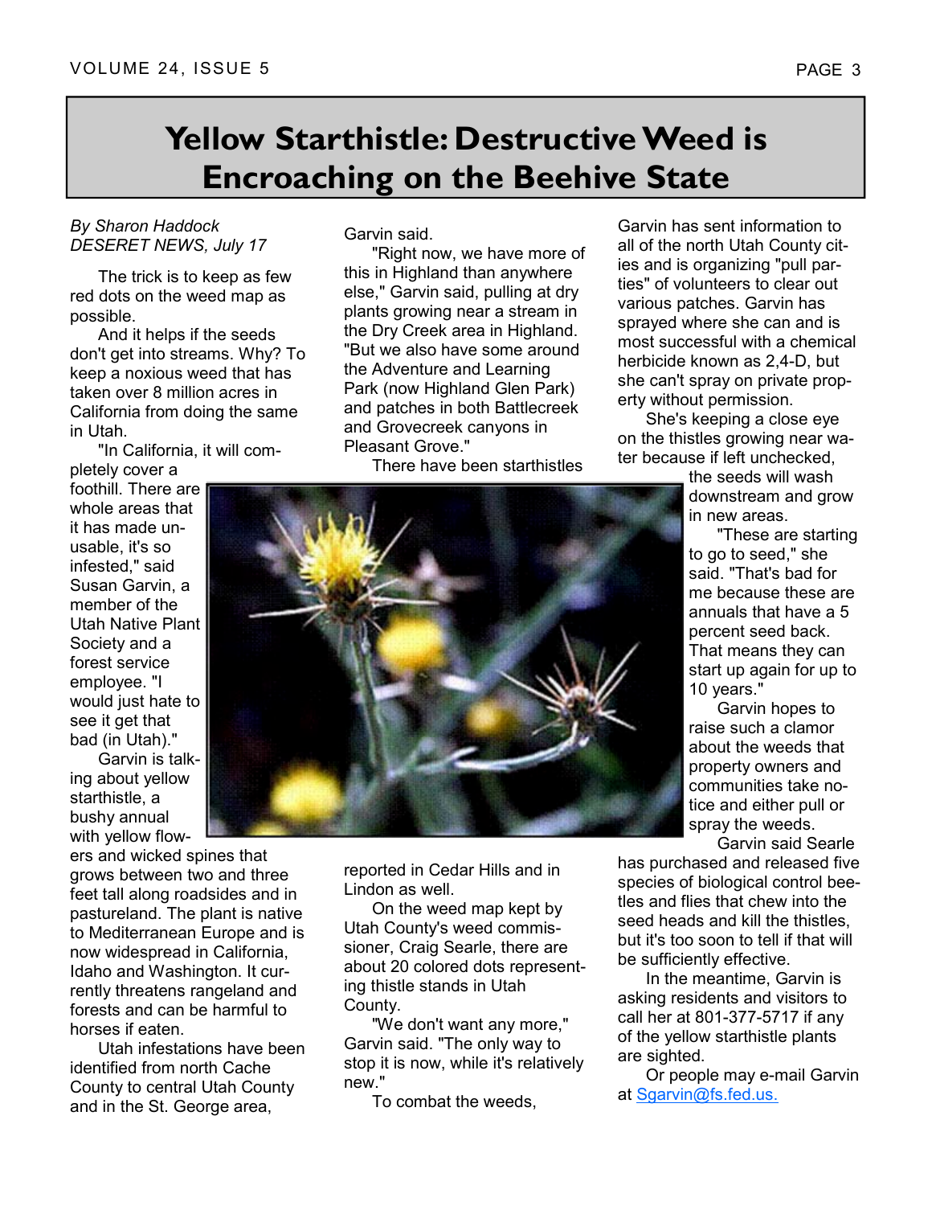# Yellow Starthistle: Destructive Weed is Encroaching on the Beehive State

*By Sharon Haddock*
*DESERET NEWS, July 17*

The trick is to keep as few red dots on the weed map as possible.

And it helps if the seeds don't get into streams. Why? To keep a noxious weed that has taken over 8 million acres in California from doing the same in Utah.

"In California, it will completely cover a foothill. There are whole areas that it has made unusable, it's so infested," said Susan Garvin, a member of the Utah Native Plant Society and a forest service employee. "I would just hate to see it get that bad (in Utah)."

Garvin is talking about yellow starthistle, a bushy annual with yellow flowers and wicked spines that grows between two and three feet tall along roadsides and in pastureland. The plant is native to Mediterranean Europe and is now widespread in California, Idaho and Washington. It currently threatens rangeland and forests and can be harmful to horses if eaten.

Utah infestations have been identified from north Cache County to central Utah County and in the St. George area, Garvin said.

"Right now, we have more of this in Highland than anywhere else," Garvin said, pulling at dry plants growing near a stream in the Dry Creek area in Highland. "But we also have some around the Adventure and Learning Park (now Highland Glen Park) and patches in both Battlecreek and Grovecreek canyons in Pleasant Grove."

There have been starthistles reported in Cedar Hills and in Lindon as well.

On the weed map kept by Utah County's weed commissioner, Craig Searle, there are about 20 colored dots representing thistle stands in Utah County.

"We don't want any more," Garvin said. "The only way to stop it is now, while it's relatively new."

To combat the weeds, Garvin has sent information to all of the north Utah County cities and is organizing "pull parties" of volunteers to clear out various patches. Garvin has sprayed where she can and is most successful with a chemical herbicide known as 2,4-D, but she can't spray on private property without permission.

She's keeping a close eye on the thistles growing near water because if left unchecked, the seeds will wash downstream and grow in new areas.

"These are starting to go to seed," she said. "That's bad for me because these are annuals that have a 5 percent seed back. That means they can start up again for up to 10 years."

Garvin hopes to raise such a clamor about the weeds that property owners and communities take notice and either pull or spray the weeds.

Garvin said Searle has purchased and released five species of biological control beetles and flies that chew into the seed heads and kill the thistles, but it's too soon to tell if that will be sufficiently effective.

In the meantime, Garvin is asking residents and visitors to call her at 801-377-5717 if any of the yellow starthistle plants are sighted.

Or people may e-mail Garvin at Sgarvin@fs.fed.us.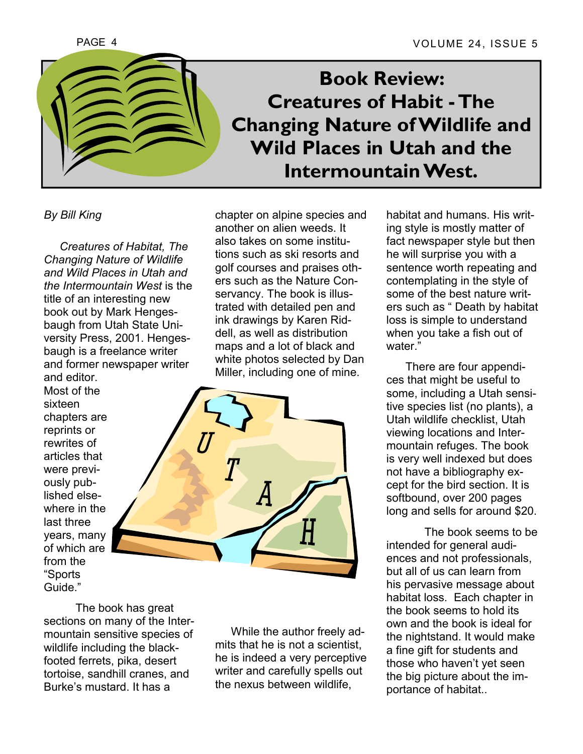# Book Review: Creatures of Habit - The Changing Nature of Wildlife and Wild Places in Utah and the Intermountain West.

*By Bill King*

*Creatures of Habitat, The Changing Nature of Wildlife and Wild Places in Utah and the Intermountain West* is the title of an interesting new book out by Mark Hengesbaugh from Utah State University Press, 2001. Hengesbaugh is a freelance writer and former newspaper writer and editor. Most of the sixteen chapters are reprints or rewrites of articles that were previously published elsewhere in the last three years, many of which are from the "Sports Guide."

The book has great sections on many of the Intermountain sensitive species of wildlife including the black-footed ferrets, pika, desert tortoise, sandhill cranes, and Burke's mustard. It has a chapter on alpine species and another on alien weeds. It also takes on some institutions such as ski resorts and golf courses and praises others such as the Nature Conservancy. The book is illustrated with detailed pen and ink drawings by Karen Riddell, as well as distribution maps and a lot of black and white photos selected by Dan Miller, including one of mine.

While the author freely admits that he is not a scientist, he is indeed a very perceptive writer and carefully spells out the nexus between wildlife, habitat and humans. His writing style is mostly matter of fact newspaper style but then he will surprise you with a sentence worth repeating and contemplating in the style of some of the best nature writers such as " Death by habitat loss is simple to understand when you take a fish out of water."

There are four appendices that might be useful to some, including a Utah sensitive species list (no plants), a Utah wildlife checklist, Utah viewing locations and Intermountain refuges. The book is very well indexed but does not have a bibliography except for the bird section. It is softbound, over 200 pages long and sells for around $20.

The book seems to be intended for general audiences and not professionals, but all of us can learn from his pervasive message about habitat loss. Each chapter in the book seems to hold its own and the book is ideal for the nightstand. It would make a fine gift for students and those who haven't yet seen the big picture about the importance of habitat..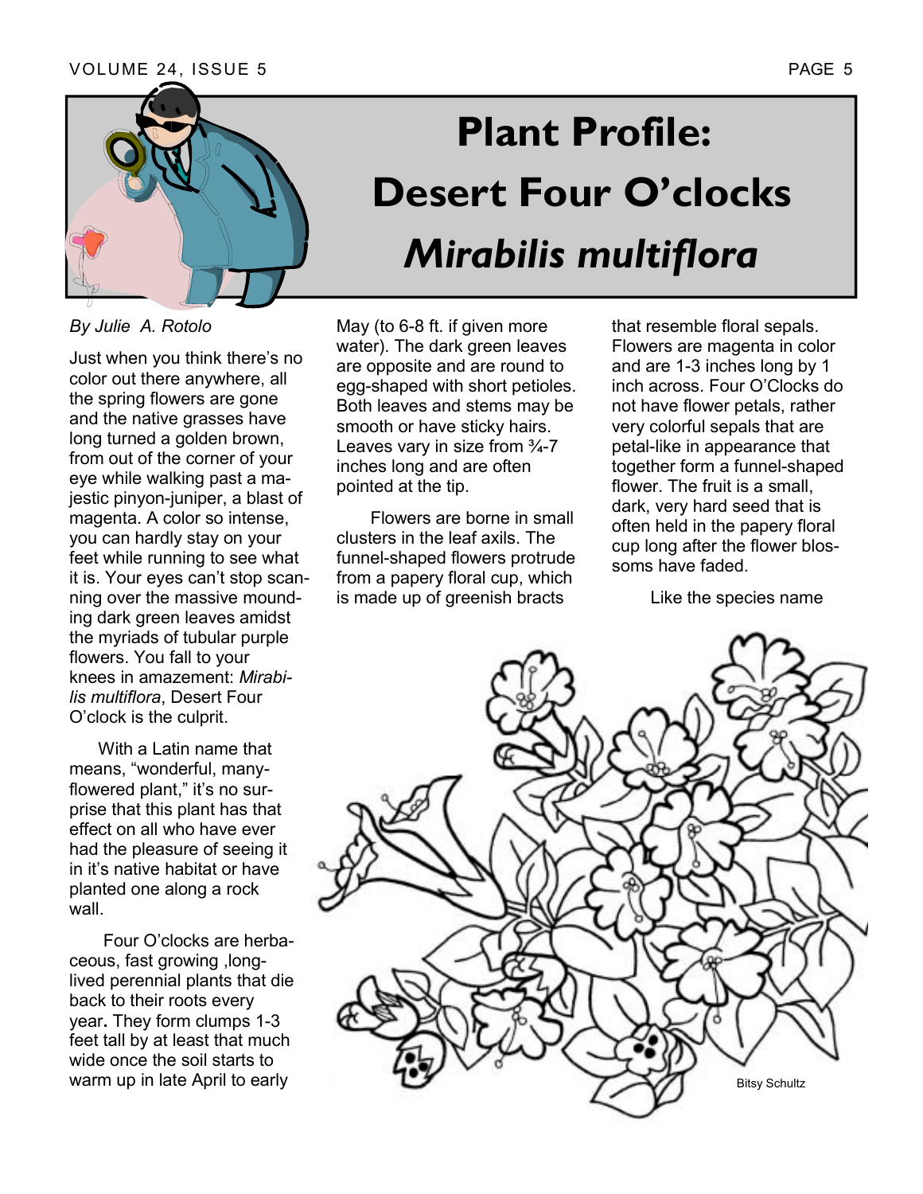# Plant Profile: Desert Four O'clocks *Mirabilis multiflora*

*By Julie A. Rotolo*

Just when you think there's no color out there anywhere, all the spring flowers are gone and the native grasses have long turned a golden brown, from out of the corner of your eye while walking past a majestic pinyon-juniper, a blast of magenta. A color so intense, you can hardly stay on your feet while running to see what it is. Your eyes can't stop scanning over the massive mounding dark green leaves amidst the myriads of tubular purple flowers. You fall to your knees in amazement: *Mirabilis multiflora*, Desert Four O'clock is the culprit.

With a Latin name that means, "wonderful, many-flowered plant," it's no surprise that this plant has that effect on all who have ever had the pleasure of seeing it in it's native habitat or have planted one along a rock wall.

Four O'clocks are herbaceous, fast growing ,long-lived perennial plants that die back to their roots every year**.** They form clumps 1-3 feet tall by at least that much wide once the soil starts to warm up in late April to early May (to 6-8 ft. if given more water). The dark green leaves are opposite and are round to egg-shaped with short petioles. Both leaves and stems may be smooth or have sticky hairs. Leaves vary in size from ¾-7 inches long and are often pointed at the tip.

Flowers are borne in small clusters in the leaf axils. The funnel-shaped flowers protrude from a papery floral cup, which is made up of greenish bracts that resemble floral sepals. Flowers are magenta in color and are 1-3 inches long by 1 inch across. Four O'Clocks do not have flower petals, rather very colorful sepals that are petal-like in appearance that together form a funnel-shaped flower. The fruit is a small, dark, very hard seed that is often held in the papery floral cup long after the flower blossoms have faded.

Like the species name

Bitsy Schultz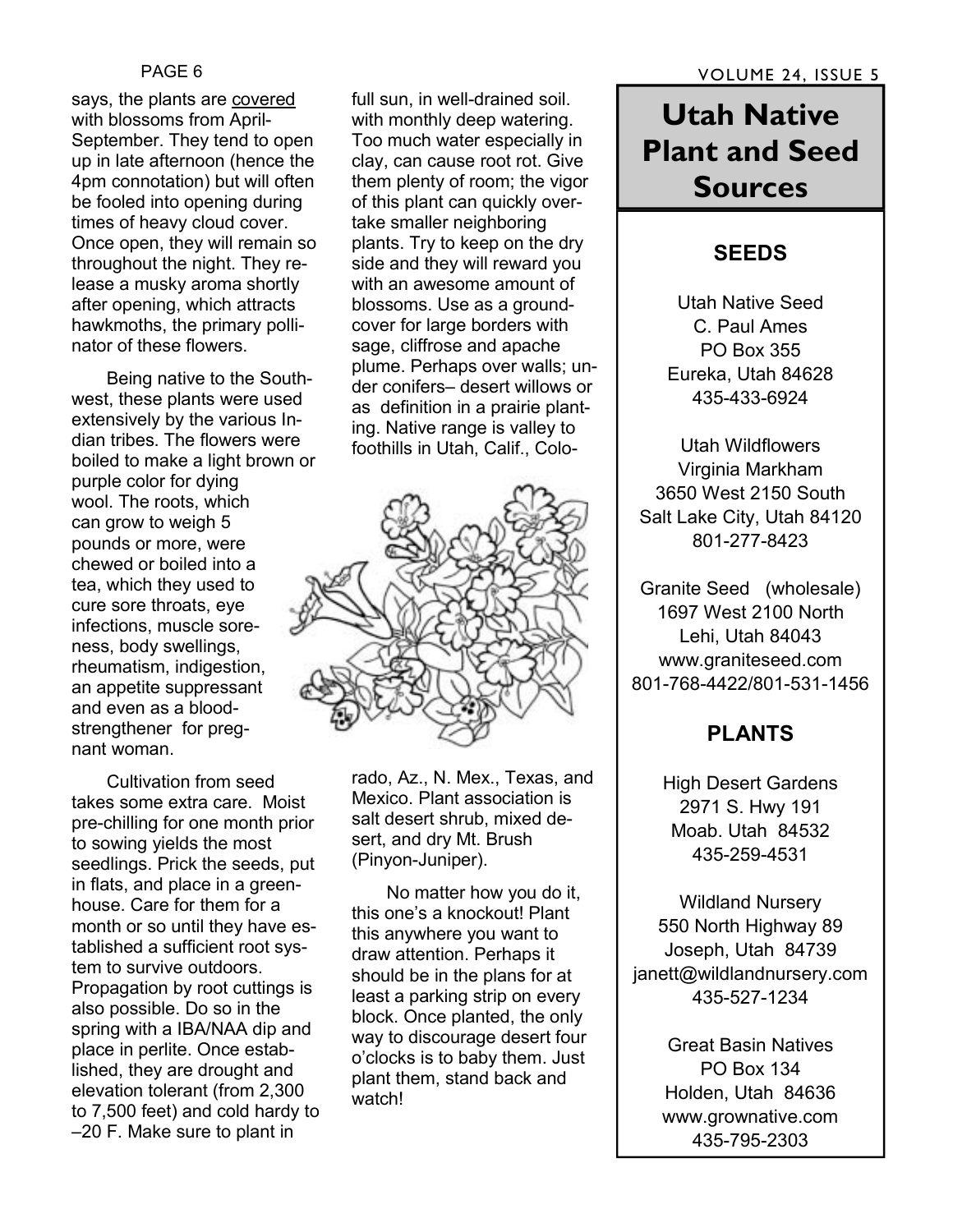says, the plants are <u>covered</u> with blossoms from April-September. They tend to open up in late afternoon (hence the 4pm connotation) but will often be fooled into opening during times of heavy cloud cover. Once open, they will remain so throughout the night. They release a musky aroma shortly after opening, which attracts hawkmoths, the primary pollinator of these flowers.

Being native to the Southwest, these plants were used extensively by the various Indian tribes. The flowers were boiled to make a light brown or purple color for dying wool. The roots, which can grow to weigh 5 pounds or more, were chewed or boiled into a tea, which they used to cure sore throats, eye infections, muscle soreness, body swellings, rheumatism, indigestion, an appetite suppressant and even as a blood-strengthener for pregnant woman.

Cultivation from seed takes some extra care. Moist pre-chilling for one month prior to sowing yields the most seedlings. Prick the seeds, put in flats, and place in a greenhouse. Care for them for a month or so until they have established a sufficient root system to survive outdoors. Propagation by root cuttings is also possible. Do so in the spring with a IBA/NAA dip and place in perlite. Once established, they are drought and elevation tolerant (from 2,300 to 7,500 feet) and cold hardy to –20 F. Make sure to plant in full sun, in well-drained soil. with monthly deep watering. Too much water especially in clay, can cause root rot. Give them plenty of room; the vigor of this plant can quickly overtake smaller neighboring plants. Try to keep on the dry side and they will reward you with an awesome amount of blossoms. Use as a groundcover for large borders with sage, cliffrose and apache plume. Perhaps over walls; under conifers– desert willows or as definition in a prairie planting. Native range is valley to foothills in Utah, Calif., Colorado, Az., N. Mex., Texas, and Mexico. Plant association is salt desert shrub, mixed desert, and dry Mt. Brush (Pinyon-Juniper).

No matter how you do it, this one's a knockout! Plant this anywhere you want to draw attention. Perhaps it should be in the plans for at least a parking strip on every block. Once planted, the only way to discourage desert four o'clocks is to baby them. Just plant them, stand back and watch!

# Utah Native Plant and Seed Sources

## SEEDS

Utah Native Seed
C. Paul Ames
PO Box 355
Eureka, Utah 84628
435-433-6924

Utah Wildflowers
Virginia Markham
3650 West 2150 South
Salt Lake City, Utah 84120
801-277-8423

Granite Seed (wholesale)
1697 West 2100 North
Lehi, Utah 84043
www.graniteseed.com
801-768-4422/801-531-1456

## PLANTS

High Desert Gardens
2971 S. Hwy 191
Moab. Utah 84532
435-259-4531

Wildland Nursery
550 North Highway 89
Joseph, Utah 84739
janett@wildlandnursery.com
435-527-1234

Great Basin Natives
PO Box 134
Holden, Utah 84636
www.grownative.com
435-795-2303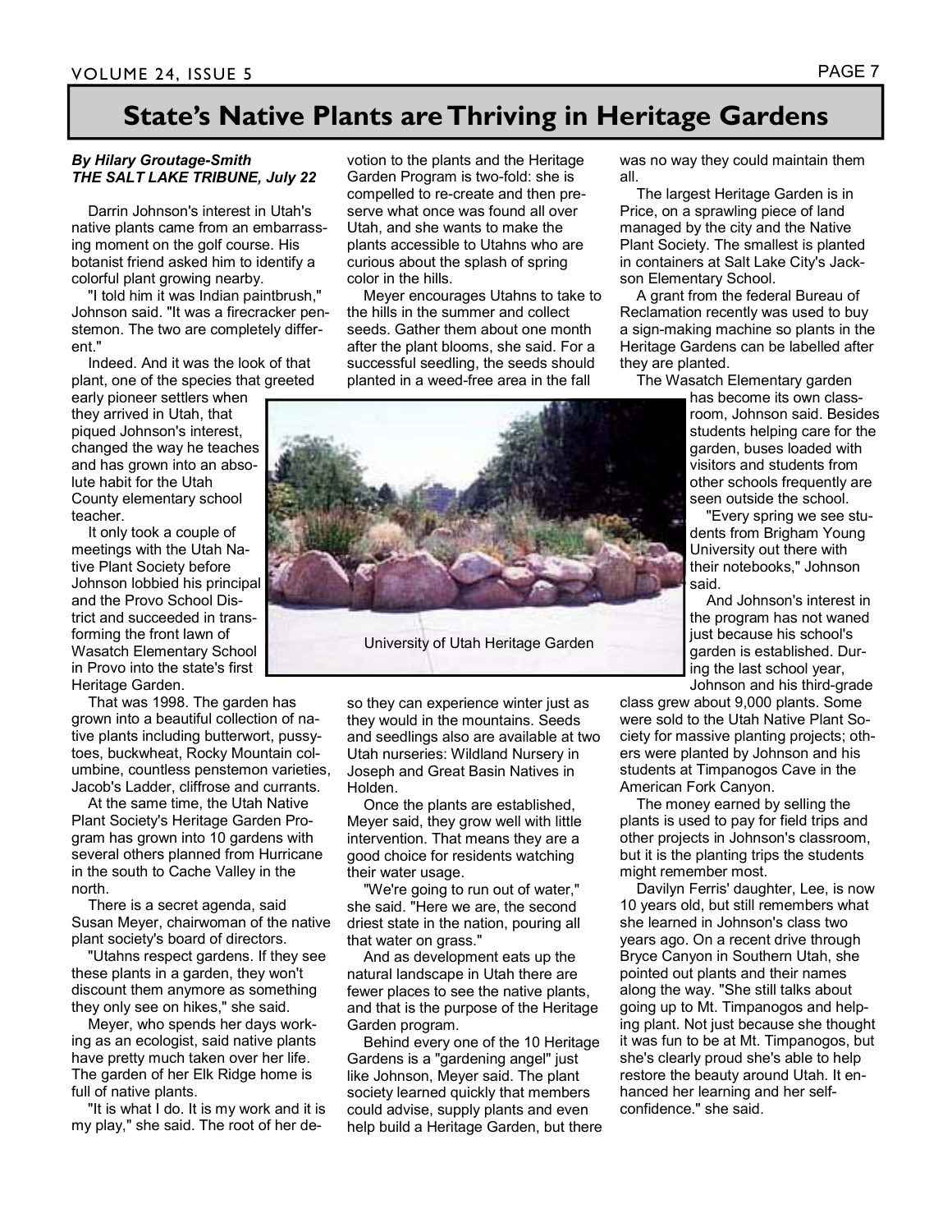# State's Native Plants are Thriving in Heritage Gardens

***By Hilary Groutage-Smith***
***THE SALT LAKE TRIBUNE, July 22***

Darrin Johnson's interest in Utah's native plants came from an embarrassing moment on the golf course. His botanist friend asked him to identify a colorful plant growing nearby.

"I told him it was Indian paintbrush," Johnson said. "It was a firecracker penstemon. The two are completely different."

Indeed. And it was the look of that plant, one of the species that greeted early pioneer settlers when they arrived in Utah, that piqued Johnson's interest, changed the way he teaches and has grown into an absolute habit for the Utah County elementary school teacher.

It only took a couple of meetings with the Utah Native Plant Society before Johnson lobbied his principal and the Provo School District and succeeded in transforming the front lawn of Wasatch Elementary School in Provo into the state's first Heritage Garden.

That was 1998. The garden has grown into a beautiful collection of native plants including butterwort, pussytoes, buckwheat, Rocky Mountain columbine, countless penstemon varieties, Jacob's Ladder, cliffrose and currants.

At the same time, the Utah Native Plant Society's Heritage Garden Program has grown into 10 gardens with several others planned from Hurricane in the south to Cache Valley in the north.

There is a secret agenda, said Susan Meyer, chairwoman of the native plant society's board of directors.

"Utahns respect gardens. If they see these plants in a garden, they won't discount them anymore as something they only see on hikes," she said.

Meyer, who spends her days working as an ecologist, said native plants have pretty much taken over her life. The garden of her Elk Ridge home is full of native plants.

"It is what I do. It is my work and it is my play," she said. The root of her devotion to the plants and the Heritage Garden Program is two-fold: she is compelled to re-create and then preserve what once was found all over Utah, and she wants to make the plants accessible to Utahns who are curious about the splash of spring color in the hills.

Meyer encourages Utahns to take to the hills in the summer and collect seeds. Gather them about one month after the plant blooms, she said. For a successful seedling, the seeds should planted in a weed-free area in the fall so they can experience winter just as they would in the mountains. Seeds and seedlings also are available at two Utah nurseries: Wildland Nursery in Joseph and Great Basin Natives in Holden.

University of Utah Heritage Garden

Once the plants are established, Meyer said, they grow well with little intervention. That means they are a good choice for residents watching their water usage.

"We're going to run out of water," she said. "Here we are, the second driest state in the nation, pouring all that water on grass."

And as development eats up the natural landscape in Utah there are fewer places to see the native plants, and that is the purpose of the Heritage Garden program.

Behind every one of the 10 Heritage Gardens is a "gardening angel" just like Johnson, Meyer said. The plant society learned quickly that members could advise, supply plants and even help build a Heritage Garden, but there was no way they could maintain them all.

The largest Heritage Garden is in Price, on a sprawling piece of land managed by the city and the Native Plant Society. The smallest is planted in containers at Salt Lake City's Jackson Elementary School.

A grant from the federal Bureau of Reclamation recently was used to buy a sign-making machine so plants in the Heritage Gardens can be labelled after they are planted.

The Wasatch Elementary garden has become its own classroom, Johnson said. Besides students helping care for the garden, buses loaded with visitors and students from other schools frequently are seen outside the school.

"Every spring we see students from Brigham Young University out there with their notebooks," Johnson said.

And Johnson's interest in the program has not waned just because his school's garden is established. During the last school year, Johnson and his third-grade class grew about 9,000 plants. Some were sold to the Utah Native Plant Society for massive planting projects; others were planted by Johnson and his students at Timpanogos Cave in the American Fork Canyon.

The money earned by selling the plants is used to pay for field trips and other projects in Johnson's classroom, but it is the planting trips the students might remember most.

Davilyn Ferris' daughter, Lee, is now 10 years old, but still remembers what she learned in Johnson's class two years ago. On a recent drive through Bryce Canyon in Southern Utah, she pointed out plants and their names along the way. "She still talks about going up to Mt. Timpanogos and helping plant. Not just because she thought it was fun to be at Mt. Timpanogos, but she's clearly proud she's able to help restore the beauty around Utah. It enhanced her learning and her self-confidence." she said.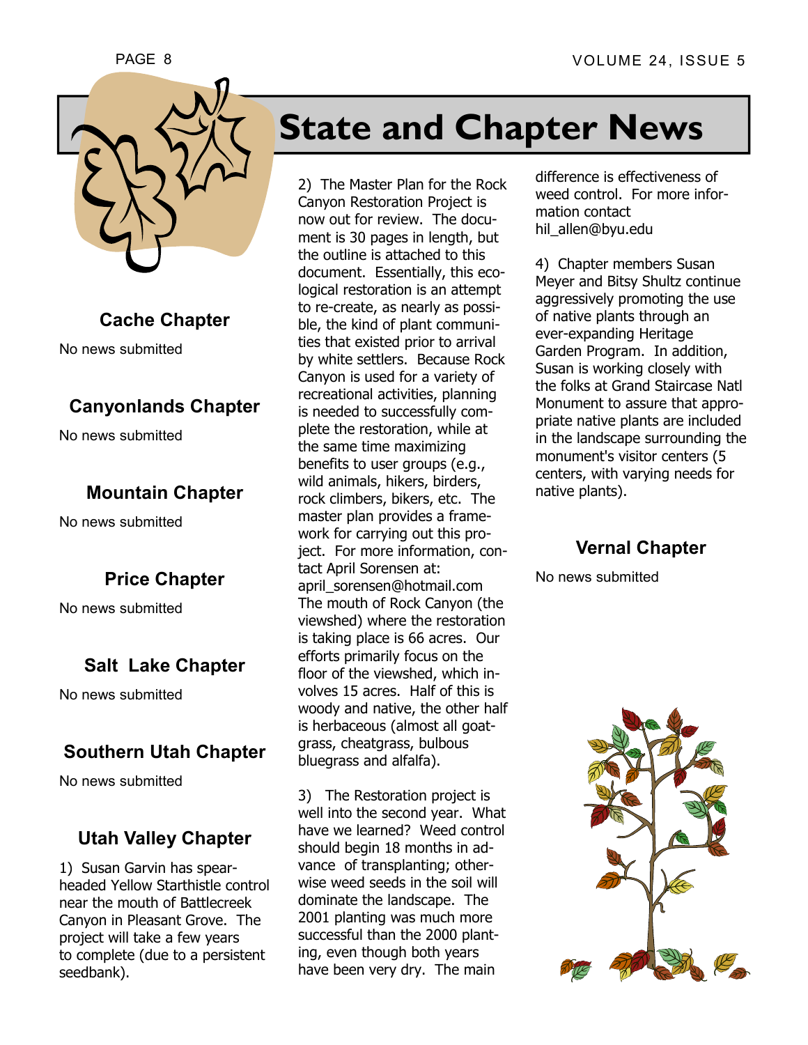# State and Chapter News

## Cache Chapter

No news submitted

## Canyonlands Chapter

No news submitted

## Mountain Chapter

No news submitted

## Price Chapter

No news submitted

## Salt Lake Chapter

No news submitted

## Southern Utah Chapter

No news submitted

## Utah Valley Chapter

1) Susan Garvin has spearheaded Yellow Starthistle control near the mouth of Battlecreek Canyon in Pleasant Grove. The project will take a few years to complete (due to a persistent seedbank).

2) The Master Plan for the Rock Canyon Restoration Project is now out for review. The document is 30 pages in length, but the outline is attached to this document. Essentially, this ecological restoration is an attempt to re-create, as nearly as possible, the kind of plant communities that existed prior to arrival by white settlers. Because Rock Canyon is used for a variety of recreational activities, planning is needed to successfully complete the restoration, while at the same time maximizing benefits to user groups (e.g., wild animals, hikers, birders, rock climbers, bikers, etc. The master plan provides a framework for carrying out this project. For more information, contact April Sorensen at: april_sorensen@hotmail.com The mouth of Rock Canyon (the viewshed) where the restoration is taking place is 66 acres. Our efforts primarily focus on the floor of the viewshed, which involves 15 acres. Half of this is woody and native, the other half is herbaceous (almost all goatgrass, cheatgrass, bulbous bluegrass and alfalfa).

3) The Restoration project is well into the second year. What have we learned? Weed control should begin 18 months in advance of transplanting; otherwise weed seeds in the soil will dominate the landscape. The 2001 planting was much more successful than the 2000 planting, even though both years have been very dry. The main difference is effectiveness of weed control. For more information contact hil_allen@byu.edu

4) Chapter members Susan Meyer and Bitsy Shultz continue aggressively promoting the use of native plants through an ever-expanding Heritage Garden Program. In addition, Susan is working closely with the folks at Grand Staircase Natl Monument to assure that appropriate native plants are included in the landscape surrounding the monument's visitor centers (5 centers, with varying needs for native plants).

## Vernal Chapter

No news submitted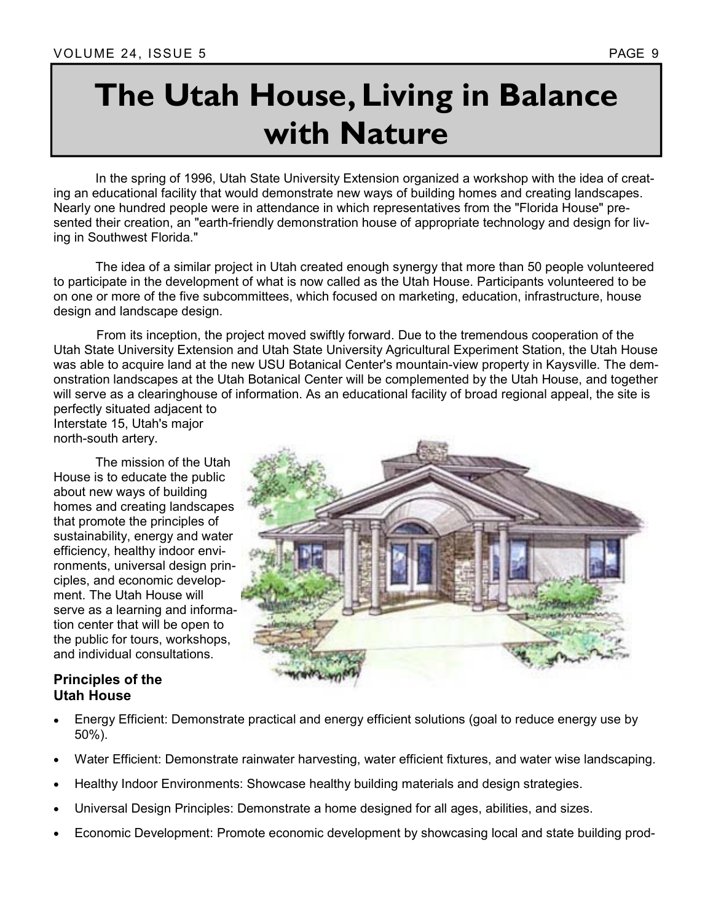# The Utah House, Living in Balance with Nature

In the spring of 1996, Utah State University Extension organized a workshop with the idea of creating an educational facility that would demonstrate new ways of building homes and creating landscapes. Nearly one hundred people were in attendance in which representatives from the "Florida House" presented their creation, an "earth-friendly demonstration house of appropriate technology and design for living in Southwest Florida."

The idea of a similar project in Utah created enough synergy that more than 50 people volunteered to participate in the development of what is now called as the Utah House. Participants volunteered to be on one or more of the five subcommittees, which focused on marketing, education, infrastructure, house design and landscape design.

From its inception, the project moved swiftly forward. Due to the tremendous cooperation of the Utah State University Extension and Utah State University Agricultural Experiment Station, the Utah House was able to acquire land at the new USU Botanical Center's mountain-view property in Kaysville. The demonstration landscapes at the Utah Botanical Center will be complemented by the Utah House, and together will serve as a clearinghouse of information. As an educational facility of broad regional appeal, the site is perfectly situated adjacent to Interstate 15, Utah's major north-south artery.

The mission of the Utah House is to educate the public about new ways of building homes and creating landscapes that promote the principles of sustainability, energy and water efficiency, healthy indoor environments, universal design principles, and economic development. The Utah House will serve as a learning and information center that will be open to the public for tours, workshops, and individual consultations.

### Principles of the Utah House

- Energy Efficient: Demonstrate practical and energy efficient solutions (goal to reduce energy use by 50%).
- Water Efficient: Demonstrate rainwater harvesting, water efficient fixtures, and water wise landscaping.
- Healthy Indoor Environments: Showcase healthy building materials and design strategies.
- Universal Design Principles: Demonstrate a home designed for all ages, abilities, and sizes.
- Economic Development: Promote economic development by showcasing local and state building prod-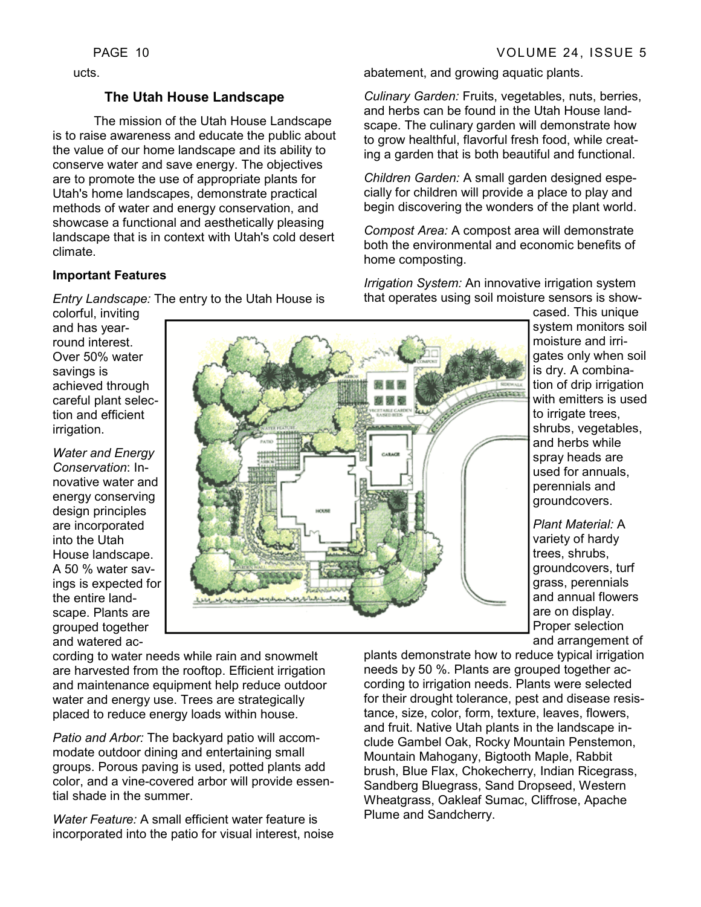ucts.

### The Utah House Landscape

The mission of the Utah House Landscape is to raise awareness and educate the public about the value of our home landscape and its ability to conserve water and save energy. The objectives are to promote the use of appropriate plants for Utah's home landscapes, demonstrate practical methods of water and energy conservation, and showcase a functional and aesthetically pleasing landscape that is in context with Utah's cold desert climate.

**Important Features**

*Entry Landscape:* The entry to the Utah House is colorful, inviting and has year-round interest. Over 50% water savings is achieved through careful plant selection and efficient irrigation.

*Water and Energy Conservation*: Innovative water and energy conserving design principles are incorporated into the Utah House landscape. A 50 % water savings is expected for the entire landscape. Plants are grouped together and watered according to water needs while rain and snowmelt are harvested from the rooftop. Efficient irrigation and maintenance equipment help reduce outdoor water and energy use. Trees are strategically placed to reduce energy loads within house.

*Patio and Arbor:* The backyard patio will accommodate outdoor dining and entertaining small groups. Porous paving is used, potted plants add color, and a vine-covered arbor will provide essential shade in the summer.

*Water Feature:* A small efficient water feature is incorporated into the patio for visual interest, noise abatement, and growing aquatic plants.

*Culinary Garden:* Fruits, vegetables, nuts, berries, and herbs can be found in the Utah House landscape. The culinary garden will demonstrate how to grow healthful, flavorful fresh food, while creating a garden that is both beautiful and functional.

*Children Garden:* A small garden designed especially for children will provide a place to play and begin discovering the wonders of the plant world.

*Compost Area:* A compost area will demonstrate both the environmental and economic benefits of home composting.

*Irrigation System:* An innovative irrigation system that operates using soil moisture sensors is showcased. This unique system monitors soil moisture and irrigates only when soil is dry. A combination of drip irrigation with emitters is used to irrigate trees, shrubs, vegetables, and herbs while spray heads are used for annuals, perennials and groundcovers.

*Plant Material:* A variety of hardy trees, shrubs, groundcovers, turf grass, perennials and annual flowers are on display. Proper selection and arrangement of plants demonstrate how to reduce typical irrigation needs by 50 %. Plants are grouped together according to irrigation needs. Plants were selected for their drought tolerance, pest and disease resistance, size, color, form, texture, leaves, flowers, and fruit. Native Utah plants in the landscape include Gambel Oak, Rocky Mountain Penstemon, Mountain Mahogany, Bigtooth Maple, Rabbit brush, Blue Flax, Chokecherry, Indian Ricegrass, Sandberg Bluegrass, Sand Dropseed, Western Wheatgrass, Oakleaf Sumac, Cliffrose, Apache Plume and Sandcherry.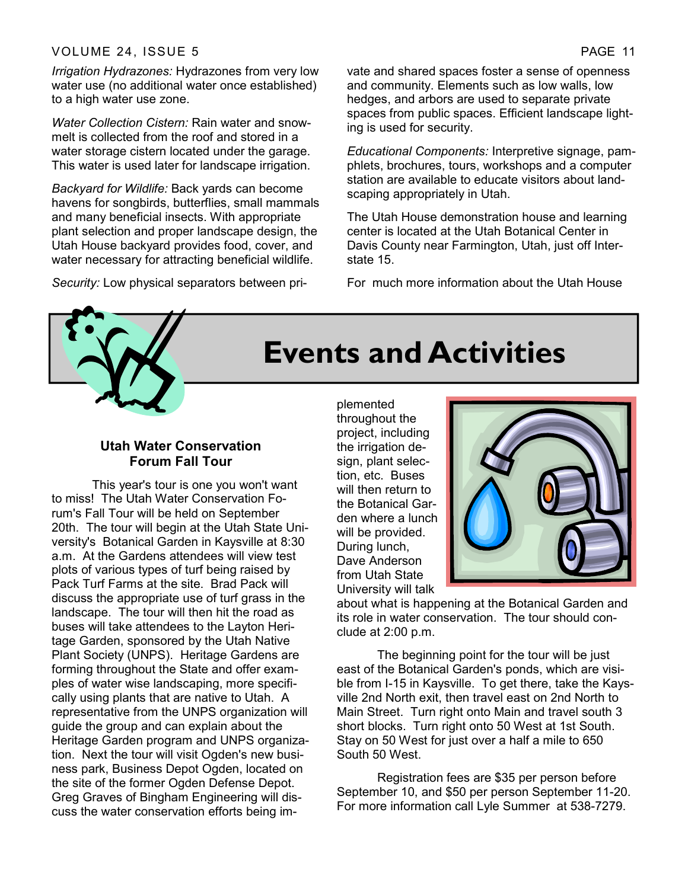*Irrigation Hydrazones:* Hydrazones from very low water use (no additional water once established) to a high water use zone.

*Water Collection Cistern:* Rain water and snowmelt is collected from the roof and stored in a water storage cistern located under the garage. This water is used later for landscape irrigation.

*Backyard for Wildlife:* Back yards can become havens for songbirds, butterflies, small mammals and many beneficial insects. With appropriate plant selection and proper landscape design, the Utah House backyard provides food, cover, and water necessary for attracting beneficial wildlife.

*Security:* Low physical separators between private and shared spaces foster a sense of openness and community. Elements such as low walls, low hedges, and arbors are used to separate private spaces from public spaces. Efficient landscape lighting is used for security.

*Educational Components:* Interpretive signage, pamphlets, brochures, tours, workshops and a computer station are available to educate visitors about landscaping appropriately in Utah.

The Utah House demonstration house and learning center is located at the Utah Botanical Center in Davis County near Farmington, Utah, just off Interstate 15.

For much more information about the Utah House

# Events and Activities

### Utah Water Conservation Forum Fall Tour

This year's tour is one you won't want to miss! The Utah Water Conservation Forum's Fall Tour will be held on September 20th. The tour will begin at the Utah State University's Botanical Garden in Kaysville at 8:30 a.m. At the Gardens attendees will view test plots of various types of turf being raised by Pack Turf Farms at the site. Brad Pack will discuss the appropriate use of turf grass in the landscape. The tour will then hit the road as buses will take attendees to the Layton Heritage Garden, sponsored by the Utah Native Plant Society (UNPS). Heritage Gardens are forming throughout the State and offer examples of water wise landscaping, more specifically using plants that are native to Utah. A representative from the UNPS organization will guide the group and can explain about the Heritage Garden program and UNPS organization. Next the tour will visit Ogden's new business park, Business Depot Ogden, located on the site of the former Ogden Defense Depot. Greg Graves of Bingham Engineering will discuss the water conservation efforts being implemented throughout the project, including the irrigation design, plant selection, etc. Buses will then return to the Botanical Garden where a lunch will be provided. During lunch, Dave Anderson from Utah State University will talk about what is happening at the Botanical Garden and its role in water conservation. The tour should conclude at 2:00 p.m.

The beginning point for the tour will be just east of the Botanical Garden's ponds, which are visible from I-15 in Kaysville. To get there, take the Kaysville 2nd North exit, then travel east on 2nd North to Main Street. Turn right onto Main and travel south 3 short blocks. Turn right onto 50 West at 1st South. Stay on 50 West for just over a half a mile to 650 South 50 West.

Registration fees are $35 per person before September 10, and $50 per person September 11-20. For more information call Lyle Summer at 538-7279.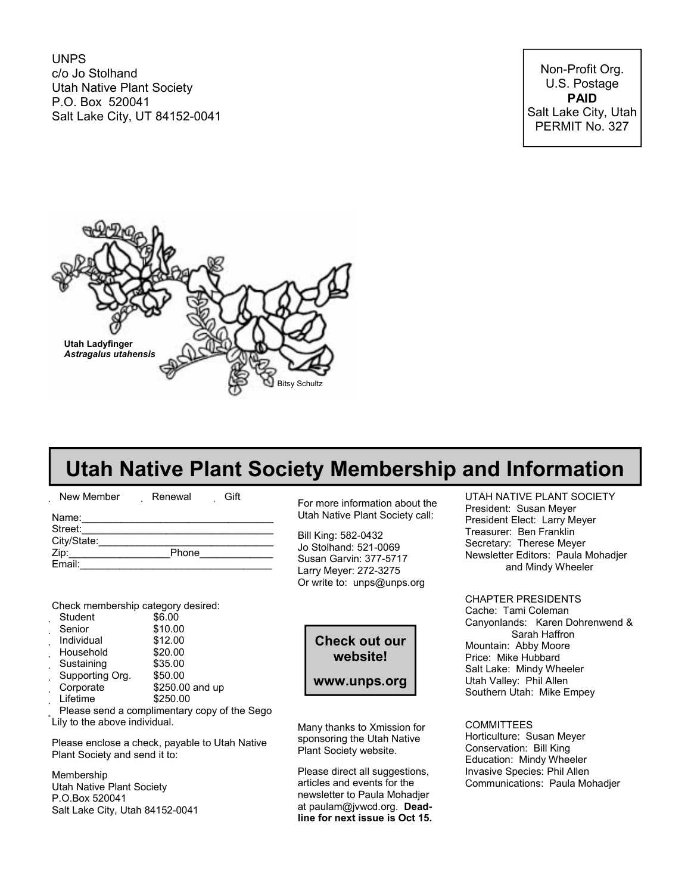UNPS
c/o Jo Stolhand
Utah Native Plant Society
P.O. Box 520041
Salt Lake City, UT 84152-0041

Non-Profit Org.
U.S. Postage
**PAID**
Salt Lake City, Utah
PERMIT No. 327

**Utah Ladyfinger**
***Astragalus utahensis***

Bitsy Schultz

# Utah Native Plant Society Membership and Information

- New Member
- Renewal
- Gift

Name:_________________________________
Street:_________________________________
City/State:______________________________
Zip:_________________Phone____________
Email:_________________________________

Check membership category desired:

| | |
|---|---|
| Student | $6.00 |
| Senior | $10.00 |
| Individual | $12.00 |
| Household | $20.00 |
| Sustaining | $35.00 |
| Supporting Org. | $50.00 |
| Corporate | $250.00 and up |
| Lifetime | $250.00 |

- Please send a complimentary copy of the Sego Lily to the above individual.

Please enclose a check, payable to Utah Native Plant Society and send it to:

Membership
Utah Native Plant Society
P.O.Box 520041
Salt Lake City, Utah 84152-0041

For more information about the Utah Native Plant Society call:

Bill King: 582-0432
Jo Stolhand: 521-0069
Susan Garvin: 377-5717
Larry Meyer: 272-3275
Or write to: unps@unps.org

**Check out our website!**

**www.unps.org**

Many thanks to Xmission for sponsoring the Utah Native Plant Society website.

Please direct all suggestions, articles and events for the newsletter to Paula Mohadjer at paulam@jvwcd.org. **Deadline for next issue is Oct 15.**

UTAH NATIVE PLANT SOCIETY
President: Susan Meyer
President Elect: Larry Meyer
Treasurer: Ben Franklin
Secretary: Therese Meyer
Newsletter Editors: Paula Mohadjer and Mindy Wheeler

CHAPTER PRESIDENTS
Cache: Tami Coleman
Canyonlands: Karen Dohrenwend & Sarah Haffron
Mountain: Abby Moore
Price: Mike Hubbard
Salt Lake: Mindy Wheeler
Utah Valley: Phil Allen
Southern Utah: Mike Empey

COMMITTEES
Horticulture: Susan Meyer
Conservation: Bill King
Education: Mindy Wheeler
Invasive Species: Phil Allen
Communications: Paula Mohadjer